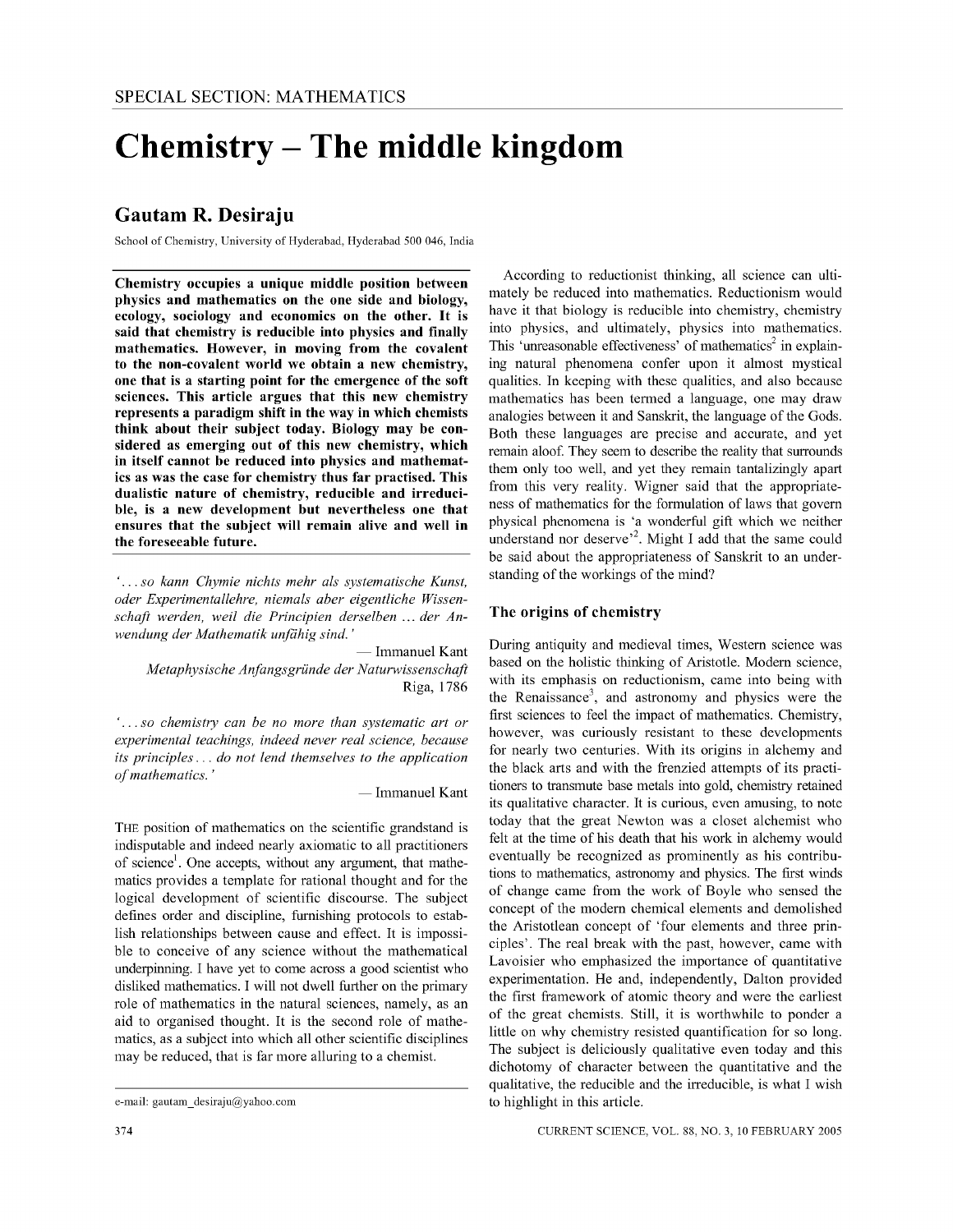SPECIAL SECTION: MATHEMATICS

# Chemistry – The middle kingdom

## Gautam R. Desiraju

School of Chemistry, University of Hyderabad, Hyderabad 500 046, India

**Chemistry occupies a unique middle position between physics and mathematics on the one side and biology, ecology, sociology and economics on the other. It is said that chemistry is reducible into physics and finally mathematics. However, in moving from the covalent to the non-covalent world we obtain a new chemistry, one that is a starting point for the emergence of the soft sciences. This article argues that this new chemistry represents a paradigm shift in the way in which chemists think about their subject today. Biology may be considered as emerging out of this new chemistry, which in itself cannot be reduced into physics and mathematics as was the case for chemistry thus far practised. This dualistic nature of chemistry, reducible and irreducible, is a new development but nevertheless one that ensures that the subject will remain alive and well in the foreseeable future.**

*'... so kann Chymie nichts mehr als systematische Kunst, oder Experimentallehre, niemals aber eigentliche Wissenschaft werden, weil die Principien derselben ... der Anwendung der Mathematik unfähig sind.'*

— Immanuel Kant
*Metaphysische Anfangsgründe der Naturwissenschaft*
Riga, 1786

*'... so chemistry can be no more than systematic art or experimental teachings, indeed never real science, because its principles ... do not lend themselves to the application of mathematics.'*

— Immanuel Kant

THE position of mathematics on the scientific grandstand is indisputable and indeed nearly axiomatic to all practitioners of science[1]. One accepts, without any argument, that mathematics provides a template for rational thought and for the logical development of scientific discourse. The subject defines order and discipline, furnishing protocols to establish relationships between cause and effect. It is impossible to conceive of any science without the mathematical underpinning. I have yet to come across a good scientist who disliked mathematics. I will not dwell further on the primary role of mathematics in the natural sciences, namely, as an aid to organised thought. It is the second role of mathematics, as a subject into which all other scientific disciplines may be reduced, that is far more alluring to a chemist.

According to reductionist thinking, all science can ultimately be reduced into mathematics. Reductionism would have it that biology is reducible into chemistry, chemistry into physics, and ultimately, physics into mathematics. This 'unreasonable effectiveness' of mathematics[2] in explaining natural phenomena confer upon it almost mystical qualities. In keeping with these qualities, and also because mathematics has been termed a language, one may draw analogies between it and Sanskrit, the language of the Gods. Both these languages are precise and accurate, and yet remain aloof. They seem to describe the reality that surrounds them only too well, and yet they remain tantalizingly apart from this very reality. Wigner said that the appropriateness of mathematics for the formulation of laws that govern physical phenomena is 'a wonderful gift which we neither understand nor deserve'[2]. Might I add that the same could be said about the appropriateness of Sanskrit to an understanding of the workings of the mind?

### The origins of chemistry

During antiquity and medieval times, Western science was based on the holistic thinking of Aristotle. Modern science, with its emphasis on reductionism, came into being with the Renaissance[3], and astronomy and physics were the first sciences to feel the impact of mathematics. Chemistry, however, was curiously resistant to these developments for nearly two centuries. With its origins in alchemy and the black arts and with the frenzied attempts of its practitioners to transmute base metals into gold, chemistry retained its qualitative character. It is curious, even amusing, to note today that the great Newton was a closet alchemist who felt at the time of his death that his work in alchemy would eventually be recognized as prominently as his contributions to mathematics, astronomy and physics. The first winds of change came from the work of Boyle who sensed the concept of the modern chemical elements and demolished the Aristotlean concept of 'four elements and three principles'. The real break with the past, however, came with Lavoisier who emphasized the importance of quantitative experimentation. He and, independently, Dalton provided the first framework of atomic theory and were the earliest of the great chemists. Still, it is worthwhile to ponder a little on why chemistry resisted quantification for so long. The subject is deliciously qualitative even today and this dichotomy of character between the quantitative and the qualitative, the reducible and the irreducible, is what I wish to highlight in this article.

e-mail: gautam_desiraju@yahoo.com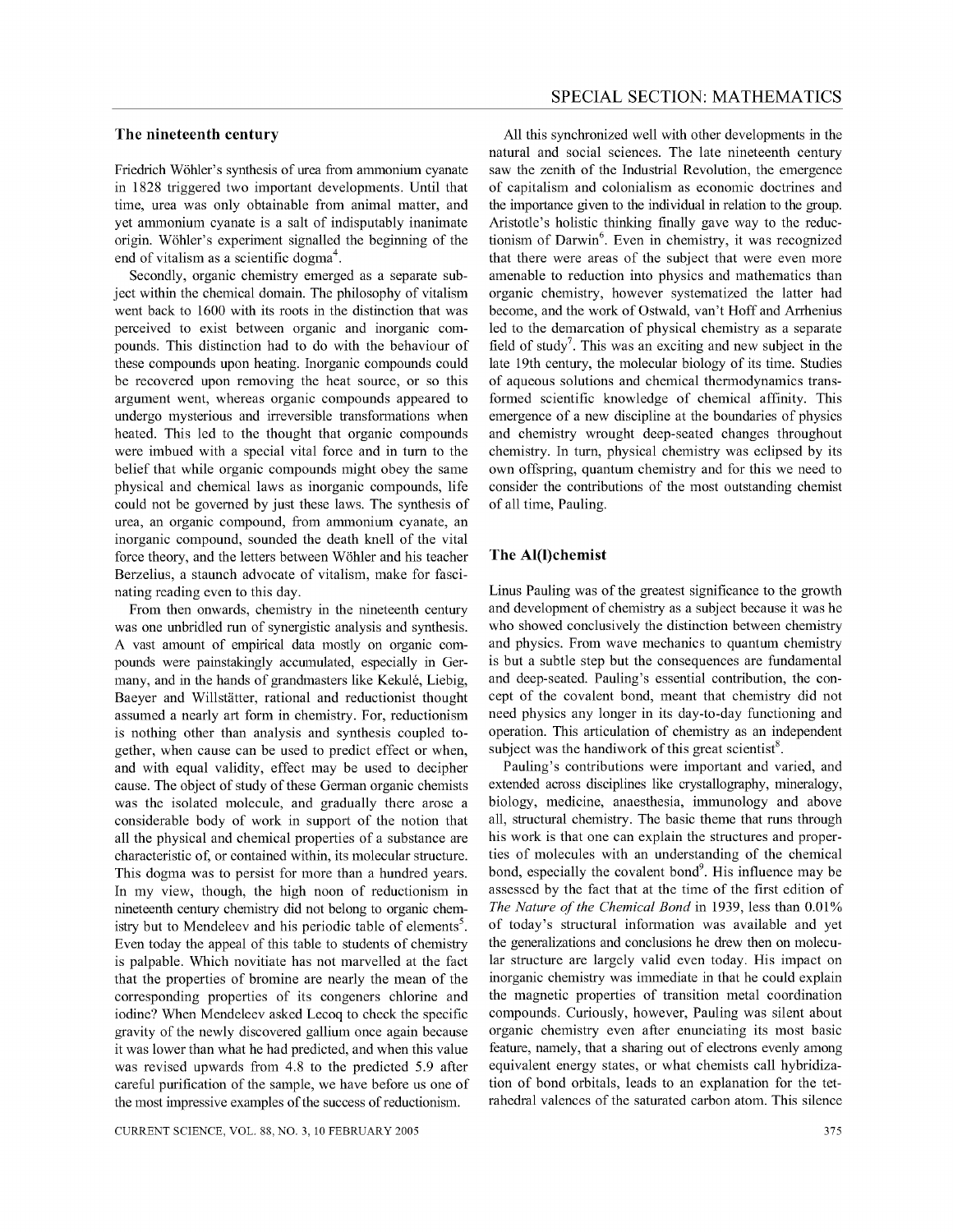## The nineteenth century

Friedrich Wöhler's synthesis of urea from ammonium cyanate in 1828 triggered two important developments. Until that time, urea was only obtainable from animal matter, and yet ammonium cyanate is a salt of indisputably inanimate origin. Wöhler's experiment signalled the beginning of the end of vitalism as a scientific dogma[4].

Secondly, organic chemistry emerged as a separate subject within the chemical domain. The philosophy of vitalism went back to 1600 with its roots in the distinction that was perceived to exist between organic and inorganic compounds. This distinction had to do with the behaviour of these compounds upon heating. Inorganic compounds could be recovered upon removing the heat source, or so this argument went, whereas organic compounds appeared to undergo mysterious and irreversible transformations when heated. This led to the thought that organic compounds were imbued with a special vital force and in turn to the belief that while organic compounds might obey the same physical and chemical laws as inorganic compounds, life could not be governed by just these laws. The synthesis of urea, an organic compound, from ammonium cyanate, an inorganic compound, sounded the death knell of the vital force theory, and the letters between Wöhler and his teacher Berzelius, a staunch advocate of vitalism, make for fascinating reading even to this day.

From then onwards, chemistry in the nineteenth century was one unbridled run of synergistic analysis and synthesis. A vast amount of empirical data mostly on organic compounds were painstakingly accumulated, especially in Germany, and in the hands of grandmasters like Kekulé, Liebig, Baeyer and Willstätter, rational and reductionist thought assumed a nearly art form in chemistry. For, reductionism is nothing other than analysis and synthesis coupled together, when cause can be used to predict effect or when, and with equal validity, effect may be used to decipher cause. The object of study of these German organic chemists was the isolated molecule, and gradually there arose a considerable body of work in support of the notion that all the physical and chemical properties of a substance are characteristic of, or contained within, its molecular structure. This dogma was to persist for more than a hundred years. In my view, though, the high noon of reductionism in nineteenth century chemistry did not belong to organic chemistry but to Mendeleev and his periodic table of elements[5]. Even today the appeal of this table to students of chemistry is palpable. Which novitiate has not marvelled at the fact that the properties of bromine are nearly the mean of the corresponding properties of its congeners chlorine and iodine? When Mendeleev asked Lecoq to check the specific gravity of the newly discovered gallium once again because it was lower than what he had predicted, and when this value was revised upwards from 4.8 to the predicted 5.9 after careful purification of the sample, we have before us one of the most impressive examples of the success of reductionism.

All this synchronized well with other developments in the natural and social sciences. The late nineteenth century saw the zenith of the Industrial Revolution, the emergence of capitalism and colonialism as economic doctrines and the importance given to the individual in relation to the group. Aristotle's holistic thinking finally gave way to the reductionism of Darwin[6]. Even in chemistry, it was recognized that there were areas of the subject that were even more amenable to reduction into physics and mathematics than organic chemistry, however systematized the latter had become, and the work of Ostwald, van't Hoff and Arrhenius led to the demarcation of physical chemistry as a separate field of study[7]. This was an exciting and new subject in the late 19th century, the molecular biology of its time. Studies of aqueous solutions and chemical thermodynamics transformed scientific knowledge of chemical affinity. This emergence of a new discipline at the boundaries of physics and chemistry wrought deep-seated changes throughout chemistry. In turn, physical chemistry was eclipsed by its own offspring, quantum chemistry and for this we need to consider the contributions of the most outstanding chemist of all time, Pauling.

## The Al(l)chemist

Linus Pauling was of the greatest significance to the growth and development of chemistry as a subject because it was he who showed conclusively the distinction between chemistry and physics. From wave mechanics to quantum chemistry is but a subtle step but the consequences are fundamental and deep-seated. Pauling's essential contribution, the concept of the covalent bond, meant that chemistry did not need physics any longer in its day-to-day functioning and operation. This articulation of chemistry as an independent subject was the handiwork of this great scientist[8].

Pauling's contributions were important and varied, and extended across disciplines like crystallography, mineralogy, biology, medicine, anaesthesia, immunology and above all, structural chemistry. The basic theme that runs through his work is that one can explain the structures and properties of molecules with an understanding of the chemical bond, especially the covalent bond[9]. His influence may be assessed by the fact that at the time of the first edition of *The Nature of the Chemical Bond* in 1939, less than 0.01% of today's structural information was available and yet the generalizations and conclusions he drew then on molecular structure are largely valid even today. His impact on inorganic chemistry was immediate in that he could explain the magnetic properties of transition metal coordination compounds. Curiously, however, Pauling was silent about organic chemistry even after enunciating its most basic feature, namely, that a sharing out of electrons evenly among equivalent energy states, or what chemists call hybridization of bond orbitals, leads to an explanation for the tetrahedral valences of the saturated carbon atom. This silence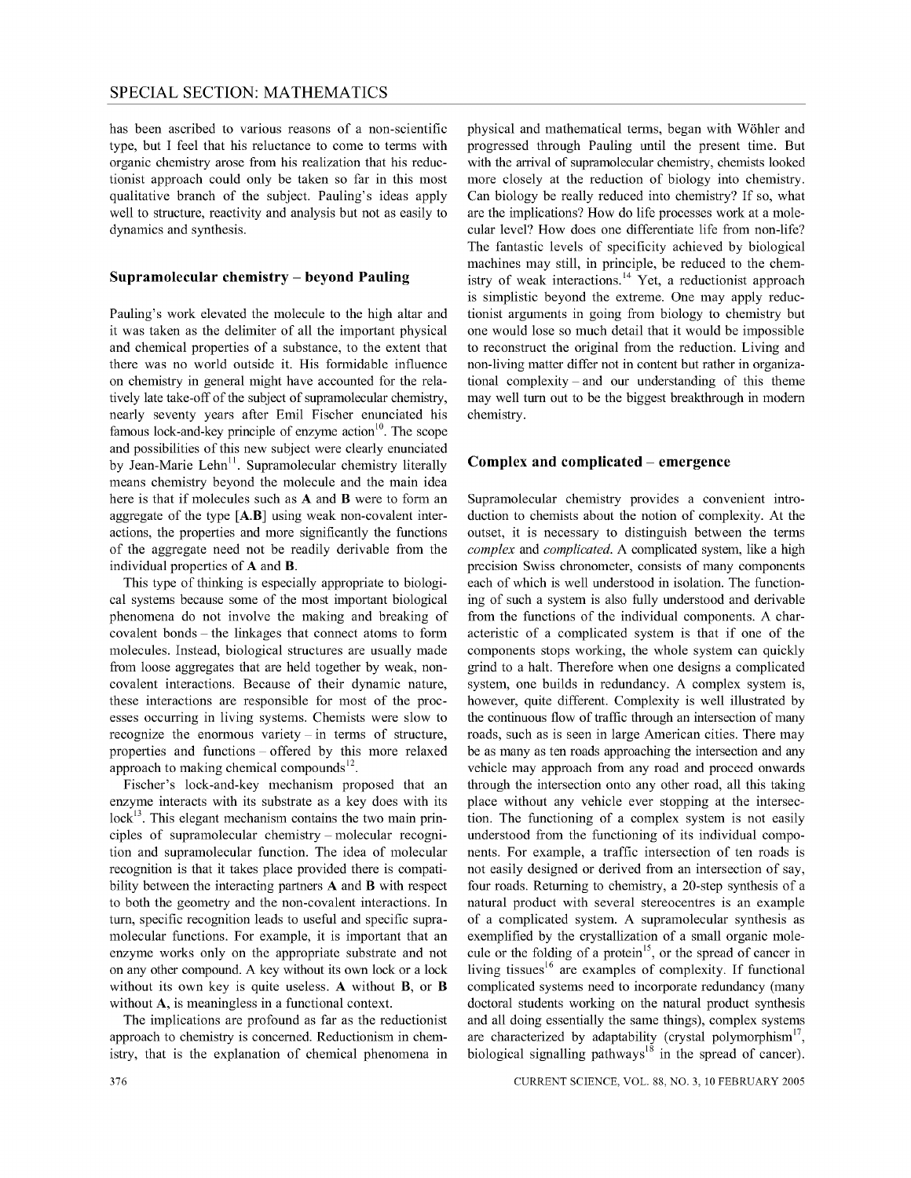has been ascribed to various reasons of a non-scientific type, but I feel that his reluctance to come to terms with organic chemistry arose from his realization that his reductionist approach could only be taken so far in this most qualitative branch of the subject. Pauling's ideas apply well to structure, reactivity and analysis but not as easily to dynamics and synthesis.

## Supramolecular chemistry – beyond Pauling

Pauling's work elevated the molecule to the high altar and it was taken as the delimiter of all the important physical and chemical properties of a substance, to the extent that there was no world outside it. His formidable influence on chemistry in general might have accounted for the relatively late take-off of the subject of supramolecular chemistry, nearly seventy years after Emil Fischer enunciated his famous lock-and-key principle of enzyme action[10]. The scope and possibilities of this new subject were clearly enunciated by Jean-Marie Lehn[11]. Supramolecular chemistry literally means chemistry beyond the molecule and the main idea here is that if molecules such as **A** and **B** were to form an aggregate of the type [**A**.**B**] using weak non-covalent interactions, the properties and more significantly the functions of the aggregate need not be readily derivable from the individual properties of **A** and **B**.

This type of thinking is especially appropriate to biological systems because some of the most important biological phenomena do not involve the making and breaking of covalent bonds – the linkages that connect atoms to form molecules. Instead, biological structures are usually made from loose aggregates that are held together by weak, non-covalent interactions. Because of their dynamic nature, these interactions are responsible for most of the processes occurring in living systems. Chemists were slow to recognize the enormous variety – in terms of structure, properties and functions – offered by this more relaxed approach to making chemical compounds[12].

Fischer's lock-and-key mechanism proposed that an enzyme interacts with its substrate as a key does with its lock[13]. This elegant mechanism contains the two main principles of supramolecular chemistry – molecular recognition and supramolecular function. The idea of molecular recognition is that it takes place provided there is compatibility between the interacting partners **A** and **B** with respect to both the geometry and the non-covalent interactions. In turn, specific recognition leads to useful and specific supramolecular functions. For example, it is important that an enzyme works only on the appropriate substrate and not on any other compound. A key without its own lock or a lock without its own key is quite useless. **A** without **B**, or **B** without **A**, is meaningless in a functional context.

The implications are profound as far as the reductionist approach to chemistry is concerned. Reductionism in chemistry, that is the explanation of chemical phenomena in physical and mathematical terms, began with Wöhler and progressed through Pauling until the present time. But with the arrival of supramolecular chemistry, chemists looked more closely at the reduction of biology into chemistry. Can biology be really reduced into chemistry? If so, what are the implications? How do life processes work at a molecular level? How does one differentiate life from non-life? The fantastic levels of specificity achieved by biological machines may still, in principle, be reduced to the chemistry of weak interactions.[14] Yet, a reductionist approach is simplistic beyond the extreme. One may apply reductionist arguments in going from biology to chemistry but one would lose so much detail that it would be impossible to reconstruct the original from the reduction. Living and non-living matter differ not in content but rather in organizational complexity – and our understanding of this theme may well turn out to be the biggest breakthrough in modern chemistry.

## Complex and complicated – emergence

Supramolecular chemistry provides a convenient introduction to chemists about the notion of complexity. At the outset, it is necessary to distinguish between the terms *complex* and *complicated*. A complicated system, like a high precision Swiss chronometer, consists of many components each of which is well understood in isolation. The functioning of such a system is also fully understood and derivable from the functions of the individual components. A characteristic of a complicated system is that if one of the components stops working, the whole system can quickly grind to a halt. Therefore when one designs a complicated system, one builds in redundancy. A complex system is, however, quite different. Complexity is well illustrated by the continuous flow of traffic through an intersection of many roads, such as is seen in large American cities. There may be as many as ten roads approaching the intersection and any vehicle may approach from any road and proceed onwards through the intersection onto any other road, all this taking place without any vehicle ever stopping at the intersection. The functioning of a complex system is not easily understood from the functioning of its individual components. For example, a traffic intersection of ten roads is not easily designed or derived from an intersection of say, four roads. Returning to chemistry, a 20-step synthesis of a natural product with several stereocentres is an example of a complicated system. A supramolecular synthesis as exemplified by the crystallization of a small organic molecule or the folding of a protein[15], or the spread of cancer in living tissues[16] are examples of complexity. If functional complicated systems need to incorporate redundancy (many doctoral students working on the natural product synthesis and all doing essentially the same things), complex systems are characterized by adaptability (crystal polymorphism[17], biological signalling pathways[18] in the spread of cancer).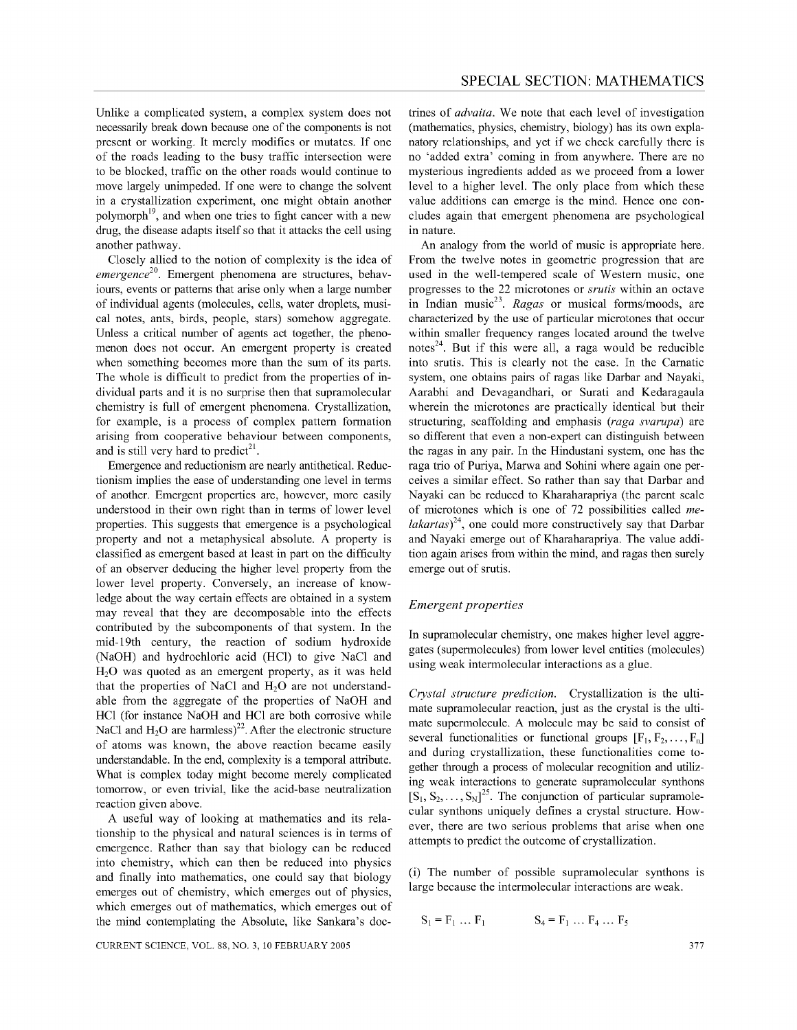Unlike a complicated system, a complex system does not necessarily break down because one of the components is not present or working. It merely modifies or mutates. If one of the roads leading to the busy traffic intersection were to be blocked, traffic on the other roads would continue to move largely unimpeded. If one were to change the solvent in a crystallization experiment, one might obtain another polymorph[19], and when one tries to fight cancer with a new drug, the disease adapts itself so that it attacks the cell using another pathway.

Closely allied to the notion of complexity is the idea of *emergence*[20]. Emergent phenomena are structures, behaviours, events or patterns that arise only when a large number of individual agents (molecules, cells, water droplets, musical notes, ants, birds, people, stars) somehow aggregate. Unless a critical number of agents act together, the phenomenon does not occur. An emergent property is created when something becomes more than the sum of its parts. The whole is difficult to predict from the properties of individual parts and it is no surprise then that supramolecular chemistry is full of emergent phenomena. Crystallization, for example, is a process of complex pattern formation arising from cooperative behaviour between components, and is still very hard to predict[21].

Emergence and reductionism are nearly antithetical. Reductionism implies the ease of understanding one level in terms of another. Emergent properties are, however, more easily understood in their own right than in terms of lower level properties. This suggests that emergence is a psychological property and not a metaphysical absolute. A property is classified as emergent based at least in part on the difficulty of an observer deducing the higher level property from the lower level property. Conversely, an increase of knowledge about the way certain effects are obtained in a system may reveal that they are decomposable into the effects contributed by the subcomponents of that system. In the mid-19th century, the reaction of sodium hydroxide (NaOH) and hydrochloric acid (HCl) to give NaCl and $H_2O$ was quoted as an emergent property, as it was held that the properties of NaCl and $H_2O$ are not understandable from the aggregate of the properties of NaOH and HCl (for instance NaOH and HCl are both corrosive while NaCl and $H_2O$ are harmless)[22]. After the electronic structure of atoms was known, the above reaction became easily understandable. In the end, complexity is a temporal attribute. What is complex today might become merely complicated tomorrow, or even trivial, like the acid-base neutralization reaction given above.

A useful way of looking at mathematics and its relationship to the physical and natural sciences is in terms of emergence. Rather than say that biology can be reduced into chemistry, which can then be reduced into physics and finally into mathematics, one could say that biology emerges out of chemistry, which emerges out of physics, which emerges out of mathematics, which emerges out of the mind contemplating the Absolute, like Sankara's doctrines of *advaita*. We note that each level of investigation (mathematics, physics, chemistry, biology) has its own explanatory relationships, and yet if we check carefully there is no 'added extra' coming in from anywhere. There are no mysterious ingredients added as we proceed from a lower level to a higher level. The only place from which these value additions can emerge is the mind. Hence one concludes again that emergent phenomena are psychological in nature.

An analogy from the world of music is appropriate here. From the twelve notes in geometric progression that are used in the well-tempered scale of Western music, one progresses to the 22 microtones or *srutis* within an octave in Indian music[23]. *Ragas* or musical forms/moods, are characterized by the use of particular microtones that occur within smaller frequency ranges located around the twelve notes[24]. But if this were all, a raga would be reducible into srutis. This is clearly not the case. In the Carnatic system, one obtains pairs of ragas like Darbar and Nayaki, Aarabhi and Devagandhari, or Surati and Kedaragaula wherein the microtones are practically identical but their structuring, scaffolding and emphasis (*raga svarupa*) are so different that even a non-expert can distinguish between the ragas in any pair. In the Hindustani system, one has the raga trio of Puriya, Marwa and Sohini where again one perceives a similar effect. So rather than say that Darbar and Nayaki can be reduced to Kharaharapriya (the parent scale of microtones which is one of 72 possibilities called *melakartas*)[24], one could more constructively say that Darbar and Nayaki emerge out of Kharaharapriya. The value addition again arises from within the mind, and ragas then surely emerge out of srutis.

## *Emergent properties*

In supramolecular chemistry, one makes higher level aggregates (supermolecules) from lower level entities (molecules) using weak intermolecular interactions as a glue.

*Crystal structure prediction.* Crystallization is the ultimate supramolecular reaction, just as the crystal is the ultimate supermolecule. A molecule may be said to consist of several functionalities or functional groups $[F_1, F_2, \ldots, F_n]$ and during crystallization, these functionalities come together through a process of molecular recognition and utilizing weak interactions to generate supramolecular synthons $[S_1, S_2, \ldots, S_N]$[25]. The conjunction of particular supramolecular synthons uniquely defines a crystal structure. However, there are two serious problems that arise when one attempts to predict the outcome of crystallization.

(i) The number of possible supramolecular synthons is large because the intermolecular interactions are weak.

$S_1 = F_1 \ldots F_1$ $\qquad$ $S_4 = F_1 \ldots F_4 \ldots F_5$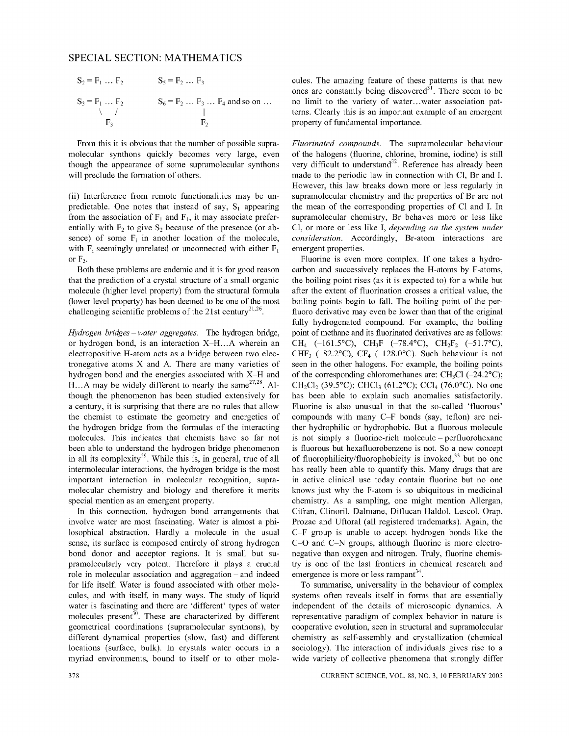$S_2 = F_1 \ldots F_2$ $\quad$ $S_5 = F_2 \ldots F_3$

$S_3 = F_1 \ldots F_2$ $\quad$ $S_6 = F_2 \ldots F_3 \ldots F_4$ and so on …

```
S3 = F1 ... F2          S6 = F2 ... F3 ... F4 and so on ...
      \   /                          |
       F3                            F2
```

From this it is obvious that the number of possible supramolecular synthons quickly becomes very large, even though the appearance of some supramolecular synthons will preclude the formation of others.

(ii) Interference from remote functionalities may be unpredictable. One notes that instead of say, $S_1$ appearing from the association of $F_1$ and $F_1$, it may associate preferentially with $F_2$ to give $S_2$ because of the presence (or absence) of some $F_i$ in another location of the molecule, with $F_i$ seemingly unrelated or unconnected with either $F_1$ or $F_2$.

Both these problems are endemic and it is for good reason that the prediction of a crystal structure of a small organic molecule (higher level property) from the structural formula (lower level property) has been deemed to be one of the most challenging scientific problems of the 21st century[21,26].

*Hydrogen bridges – water aggregates.* The hydrogen bridge, or hydrogen bond, is an interaction X–H…A wherein an electropositive H-atom acts as a bridge between two electronegative atoms X and A. There are many varieties of hydrogen bond and the energies associated with X–H and H…A may be widely different to nearly the same[27,28]. Although the phenomenon has been studied extensively for a century, it is surprising that there are no rules that allow the chemist to estimate the geometry and energetics of the hydrogen bridge from the formulas of the interacting molecules. This indicates that chemists have so far not been able to understand the hydrogen bridge phenomenon in all its complexity[29]. While this is, in general, true of all intermolecular interactions, the hydrogen bridge is the most important interaction in molecular recognition, supramolecular chemistry and biology and therefore it merits special mention as an emergent property.

In this connection, hydrogen bond arrangements that involve water are most fascinating. Water is almost a philosophical abstraction. Hardly a molecule in the usual sense, its surface is composed entirely of strong hydrogen bond donor and acceptor regions. It is small but supramolecularly very potent. Therefore it plays a crucial role in molecular association and aggregation – and indeed for life itself. Water is found associated with other molecules, and with itself, in many ways. The study of liquid water is fascinating and there are 'different' types of water molecules present[30]. These are characterized by different geometrical coordinations (supramolecular synthons), by different dynamical properties (slow, fast) and different locations (surface, bulk). In crystals water occurs in a myriad environments, bound to itself or to other molecules. The amazing feature of these patterns is that new ones are constantly being discovered[31]. There seem to be no limit to the variety of water…water association patterns. Clearly this is an important example of an emergent property of fundamental importance.

*Fluorinated compounds.* The supramolecular behaviour of the halogens (fluorine, chlorine, bromine, iodine) is still very difficult to understand[32]. Reference has already been made to the periodic law in connection with Cl, Br and I. However, this law breaks down more or less regularly in supramolecular chemistry and the properties of Br are not the mean of the corresponding properties of Cl and I. In supramolecular chemistry, Br behaves more or less like Cl, or more or less like I, *depending on the system under consideration*. Accordingly, Br-atom interactions are emergent properties.

Fluorine is even more complex. If one takes a hydrocarbon and successively replaces the H-atoms by F-atoms, the boiling point rises (as it is expected to) for a while but after the extent of fluorination crosses a critical value, the boiling points begin to fall. The boiling point of the perfluoro derivative may even be lower than that of the original fully hydrogenated compound. For example, the boiling point of methane and its fluorinated derivatives are as follows: $CH_4$ (–161.5°C), $CH_3F$ (–78.4°C), $CH_2F_2$ (–51.7°C), $CHF_3$ (–82.2°C), $CF_4$ (–128.0°C). Such behaviour is not seen in the other halogens. For example, the boiling points of the corresponding chloromethanes are: $CH_3Cl$ (–24.2°C); $CH_2Cl_2$ (39.5°C); $CHCl_3$ (61.2°C); $CCl_4$ (76.0°C). No one has been able to explain such anomalies satisfactorily. Fluorine is also unusual in that the so-called 'fluorous' compounds with many C–F bonds (say, teflon) are neither hydrophilic or hydrophobic. But a fluorous molecule is not simply a fluorine-rich molecule – perfluorohexane is fluorous but hexafluorobenzene is not. So a new concept of fluorophilicity/fluorophobicity is invoked,[33] but no one has really been able to quantify this. Many drugs that are in active clinical use today contain fluorine but no one knows just why the F-atom is so ubiquitous in medicinal chemistry. As a sampling, one might mention Allergan, Cifran, Clinoril, Dalmane, Diflucan Haldol, Lescol, Orap, Prozac and Uftoral (all registered trademarks). Again, the C–F group is unable to accept hydrogen bonds like the C–O and C–N groups, although fluorine is more electronegative than oxygen and nitrogen. Truly, fluorine chemistry is one of the last frontiers in chemical research and emergence is more or less rampant[34].

To summarise, universality in the behaviour of complex systems often reveals itself in forms that are essentially independent of the details of microscopic dynamics. A representative paradigm of complex behavior in nature is cooperative evolution, seen in structural and supramolecular chemistry as self-assembly and crystallization (chemical sociology). The interaction of individuals gives rise to a wide variety of collective phenomena that strongly differ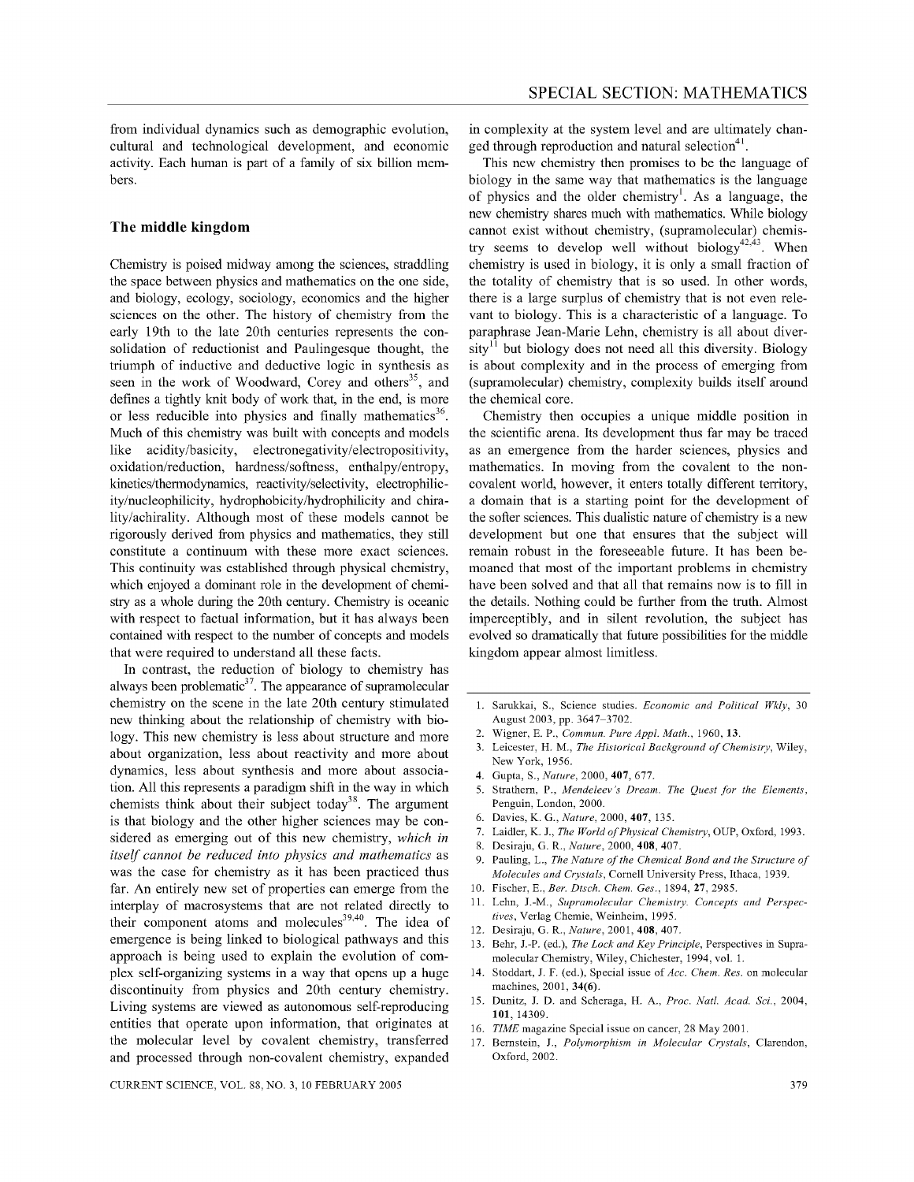from individual dynamics such as demographic evolution, cultural and technological development, and economic activity. Each human is part of a family of six billion members.

## The middle kingdom

Chemistry is poised midway among the sciences, straddling the space between physics and mathematics on the one side, and biology, ecology, sociology, economics and the higher sciences on the other. The history of chemistry from the early 19th to the late 20th centuries represents the consolidation of reductionist and Paulingesque thought, the triumph of inductive and deductive logic in synthesis as seen in the work of Woodward, Corey and others[35], and defines a tightly knit body of work that, in the end, is more or less reducible into physics and finally mathematics[36]. Much of this chemistry was built with concepts and models like acidity/basicity, electronegativity/electropositivity, oxidation/reduction, hardness/softness, enthalpy/entropy, kinetics/thermodynamics, reactivity/selectivity, electrophilicity/nucleophilicity, hydrophobicity/hydrophilicity and chirality/achirality. Although most of these models cannot be rigorously derived from physics and mathematics, they still constitute a continuum with these more exact sciences. This continuity was established through physical chemistry, which enjoyed a dominant role in the development of chemistry as a whole during the 20th century. Chemistry is oceanic with respect to factual information, but it has always been contained with respect to the number of concepts and models that were required to understand all these facts.

In contrast, the reduction of biology to chemistry has always been problematic[37]. The appearance of supramolecular chemistry on the scene in the late 20th century stimulated new thinking about the relationship of chemistry with biology. This new chemistry is less about structure and more about organization, less about reactivity and more about dynamics, less about synthesis and more about association. All this represents a paradigm shift in the way in which chemists think about their subject today[38]. The argument is that biology and the other higher sciences may be considered as emerging out of this new chemistry, *which in itself cannot be reduced into physics and mathematics* as was the case for chemistry as it has been practiced thus far. An entirely new set of properties can emerge from the interplay of macrosystems that are not related directly to their component atoms and molecules[39,40]. The idea of emergence is being linked to biological pathways and this approach is being used to explain the evolution of complex self-organizing systems in a way that opens up a huge discontinuity from physics and 20th century chemistry. Living systems are viewed as autonomous self-reproducing entities that operate upon information, that originates at the molecular level by covalent chemistry, transferred and processed through non-covalent chemistry, expanded in complexity at the system level and are ultimately changed through reproduction and natural selection[41].

This new chemistry then promises to be the language of biology in the same way that mathematics is the language of physics and the older chemistry[1]. As a language, the new chemistry shares much with mathematics. While biology cannot exist without chemistry, (supramolecular) chemistry seems to develop well without biology[42,43]. When chemistry is used in biology, it is only a small fraction of the totality of chemistry that is so used. In other words, there is a large surplus of chemistry that is not even relevant to biology. This is a characteristic of a language. To paraphrase Jean-Marie Lehn, chemistry is all about diversity[11] but biology does not need all this diversity. Biology is about complexity and in the process of emerging from (supramolecular) chemistry, complexity builds itself around the chemical core.

Chemistry then occupies a unique middle position in the scientific arena. Its development thus far may be traced as an emergence from the harder sciences, physics and mathematics. In moving from the covalent to the non-covalent world, however, it enters totally different territory, a domain that is a starting point for the development of the softer sciences. This dualistic nature of chemistry is a new development but one that ensures that the subject will remain robust in the foreseeable future. It has been bemoaned that most of the important problems in chemistry have been solved and that all that remains now is to fill in the details. Nothing could be further from the truth. Almost imperceptibly, and in silent revolution, the subject has evolved so dramatically that future possibilities for the middle kingdom appear almost limitless.

1. Sarukkai, S., Science studies. *Economic and Political Wkly*, 30 August 2003, pp. 3647–3702.
2. Wigner, E. P., *Commun. Pure Appl. Math.*, 1960, **13**.
3. Leicester, H. M., *The Historical Background of Chemistry*, Wiley, New York, 1956.
4. Gupta, S., *Nature*, 2000, **407**, 677.
5. Strathern, P., *Mendeleev's Dream. The Quest for the Elements*, Penguin, London, 2000.
6. Davies, K. G., *Nature*, 2000, **407**, 135.
7. Laidler, K. J., *The World of Physical Chemistry*, OUP, Oxford, 1993.
8. Desiraju, G. R., *Nature*, 2000, **408**, 407.
9. Pauling, L., *The Nature of the Chemical Bond and the Structure of Molecules and Crystals*, Cornell University Press, Ithaca, 1939.
10. Fischer, E., *Ber. Dtsch. Chem. Ges.*, 1894, **27**, 2985.
11. Lehn, J.-M., *Supramolecular Chemistry. Concepts and Perspectives*, Verlag Chemie, Weinheim, 1995.
12. Desiraju, G. R., *Nature*, 2001, **408**, 407.
13. Behr, J.-P. (ed.), *The Lock and Key Principle*, Perspectives in Supramolecular Chemistry, Wiley, Chichester, 1994, vol. 1.
14. Stoddart, J. F. (ed.), Special issue of *Acc. Chem. Res.* on molecular machines, 2001, **34(6)**.
15. Dunitz, J. D. and Scheraga, H. A., *Proc. Natl. Acad. Sci.*, 2004, **101**, 14309.
16. *TIME* magazine Special issue on cancer, 28 May 2001.
17. Bernstein, J., *Polymorphism in Molecular Crystals*, Clarendon, Oxford, 2002.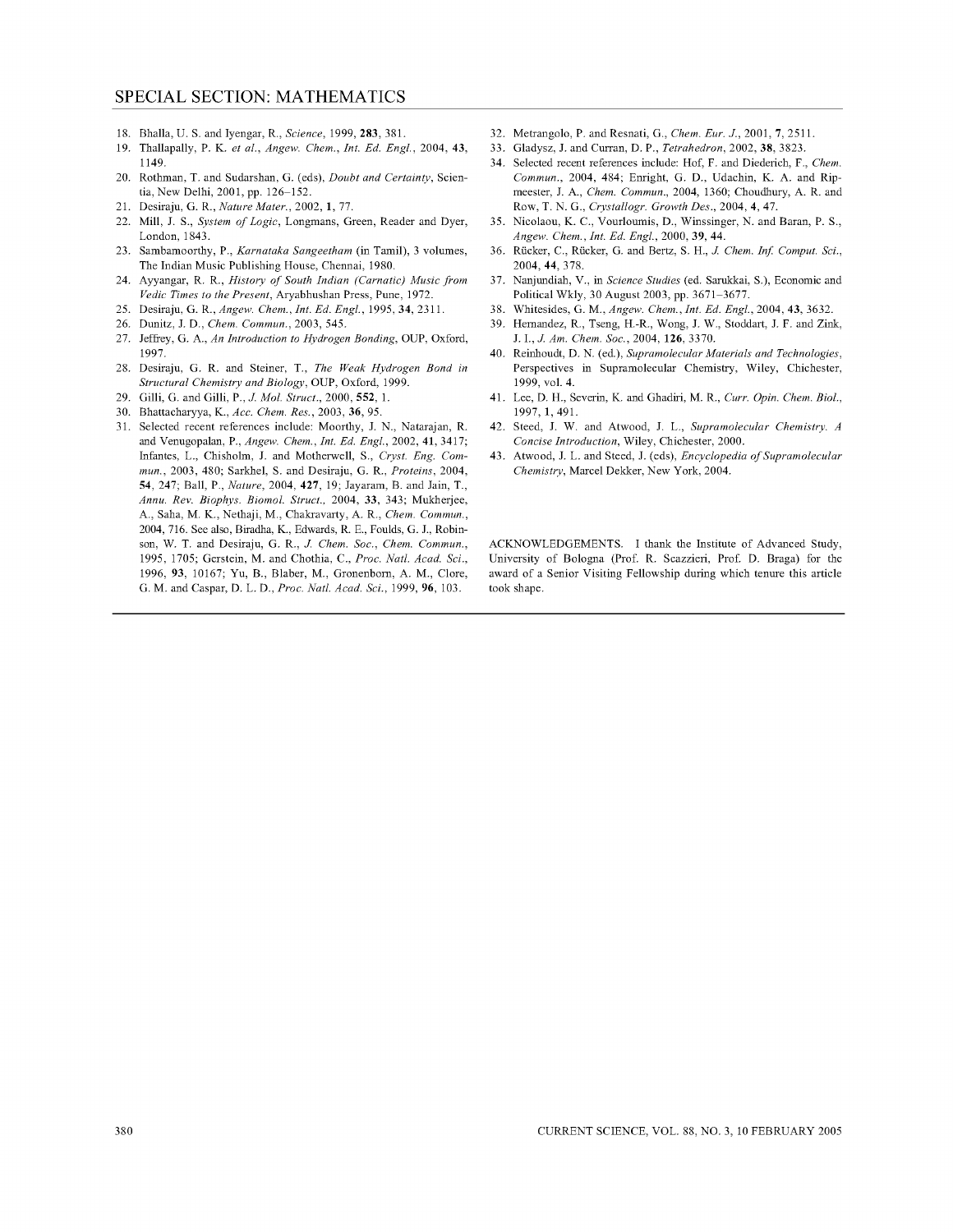18. Bhalla, U. S. and Iyengar, R., *Science*, 1999, **283**, 381.
19. Thallapally, P. K. *et al.*, *Angew. Chem., Int. Ed. Engl.*, 2004, **43**, 1149.
20. Rothman, T. and Sudarshan, G. (eds), *Doubt and Certainty*, Scientia, New Delhi, 2001, pp. 126–152.
21. Desiraju, G. R., *Nature Mater.*, 2002, **1**, 77.
22. Mill, J. S., *System of Logic*, Longmans, Green, Reader and Dyer, London, 1843.
23. Sambamoorthy, P., *Karnataka Sangeetham* (in Tamil), 3 volumes, The Indian Music Publishing House, Chennai, 1980.
24. Ayyangar, R. R., *History of South Indian (Carnatic) Music from Vedic Times to the Present*, Aryabhushan Press, Pune, 1972.
25. Desiraju, G. R., *Angew. Chem., Int. Ed. Engl.*, 1995, **34**, 2311.
26. Dunitz, J. D., *Chem. Commun.*, 2003, 545.
27. Jeffrey, G. A., *An Introduction to Hydrogen Bonding*, OUP, Oxford, 1997.
28. Desiraju, G. R. and Steiner, T., *The Weak Hydrogen Bond in Structural Chemistry and Biology*, OUP, Oxford, 1999.
29. Gilli, G. and Gilli, P., *J. Mol. Struct.*, 2000, **552**, 1.
30. Bhattacharyya, K., *Acc. Chem. Res.*, 2003, **36**, 95.
31. Selected recent references include: Moorthy, J. N., Natarajan, R. and Venugopalan, P., *Angew. Chem., Int. Ed. Engl.*, 2002, **41**, 3417; Infantes, L., Chisholm, J. and Motherwell, S., *Cryst. Eng. Commun.*, 2003, 480; Sarkhel, S. and Desiraju, G. R., *Proteins*, 2004, **54**, 247; Ball, P., *Nature*, 2004, **427**, 19; Jayaram, B. and Jain, T., *Annu. Rev. Biophys. Biomol. Struct.*, 2004, **33**, 343; Mukherjee, A., Saha, M. K., Nethaji, M., Chakravarty, A. R., *Chem. Commun.*, 2004, 716. See also, Biradha, K., Edwards, R. E., Foulds, G. J., Robinson, W. T. and Desiraju, G. R., *J. Chem. Soc., Chem. Commun.*, 1995, 1705; Gerstein, M. and Chothia, C., *Proc. Natl. Acad. Sci.*, 1996, **93**, 10167; Yu, B., Blaber, M., Gronenborn, A. M., Clore, G. M. and Caspar, D. L. D., *Proc. Natl. Acad. Sci.*, 1999, **96**, 103.
32. Metrangolo, P. and Resnati, G., *Chem. Eur. J.*, 2001, **7**, 2511.
33. Gladysz, J. and Curran, D. P., *Tetrahedron*, 2002, **38**, 3823.
34. Selected recent references include: Hof, F. and Diederich, F., *Chem. Commun.*, 2004, 484; Enright, G. D., Udachin, K. A. and Ripmeester, J. A., *Chem. Commun.*, 2004, 1360; Choudhury, A. R. and Row, T. N. G., *Crystallogr. Growth Des.*, 2004, **4**, 47.
35. Nicolaou, K. C., Vourloumis, D., Winssinger, N. and Baran, P. S., *Angew. Chem., Int. Ed. Engl.*, 2000, **39**, 44.
36. Rücker, C., Rücker, G. and Bertz, S. H., *J. Chem. Inf. Comput. Sci.*, 2004, **44**, 378.
37. Nanjundiah, V., in *Science Studies* (ed. Sarukkai, S.), Economic and Political Wkly, 30 August 2003, pp. 3671–3677.
38. Whitesides, G. M., *Angew. Chem., Int. Ed. Engl.*, 2004, **43**, 3632.
39. Hernandez, R., Tseng, H.-R., Wong, J. W., Stoddart, J. F. and Zink, J. I., *J. Am. Chem. Soc.*, 2004, **126**, 3370.
40. Reinhoudt, D. N. (ed.), *Supramolecular Materials and Technologies*, Perspectives in Supramolecular Chemistry, Wiley, Chichester, 1999, vol. **4**.
41. Lee, D. H., Severin, K. and Ghadiri, M. R., *Curr. Opin. Chem. Biol.*, 1997, **1**, 491.
42. Steed, J. W. and Atwood, J. L., *Supramolecular Chemistry. A Concise Introduction*, Wiley, Chichester, 2000.
43. Atwood, J. L. and Steed, J. (eds), *Encyclopedia of Supramolecular Chemistry*, Marcel Dekker, New York, 2004.

ACKNOWLEDGEMENTS. I thank the Institute of Advanced Study, University of Bologna (Prof. R. Scazzieri, Prof. D. Braga) for the award of a Senior Visiting Fellowship during which tenure this article took shape.